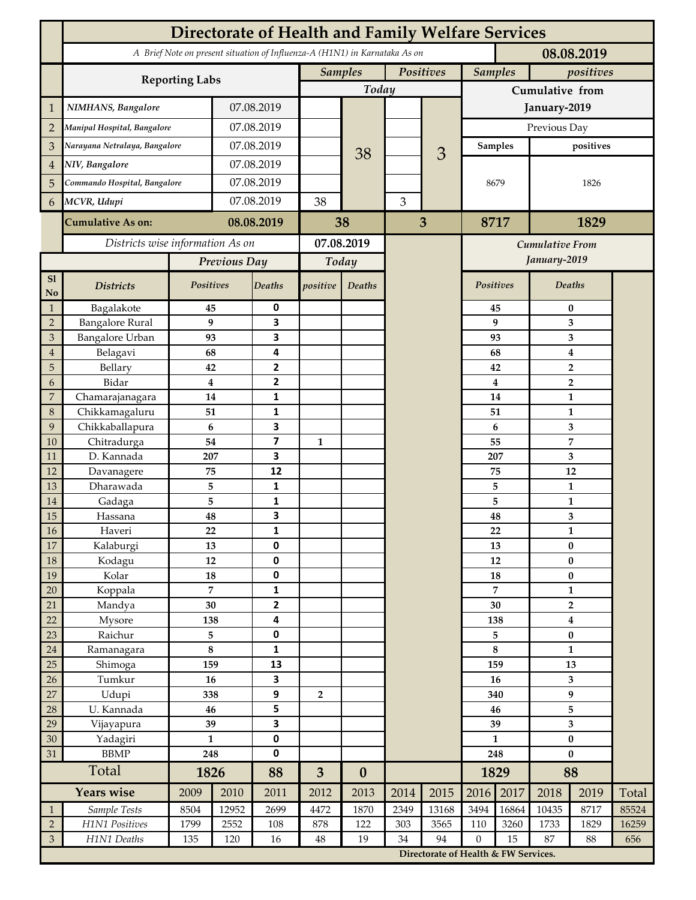# Directorate of Health and Family Welfare Services

*A Brief Note on present situation of Influenza-A (H1N1) in Karnataka As on* **08.08.2019**

| | Reporting Labs | | Samples Today | | Positives Today | | Samples Cumulative from January-2019 (Previous Day) | positives Cumulative from January-2019 (Previous Day) |
|---|---|---|---|---|---|---|---|---|
| 1 | *NIMHANS, Bangalore* | 07.08.2019 | | 38 | | 3 | 8679 | 1826 |
| 2 | *Manipal Hospital, Bangalore* | 07.08.2019 | | | | | | |
| 3 | *Narayana Netralaya, Bangalore* | 07.08.2019 | | | | | | |
| 4 | *NIV, Bangalore* | 07.08.2019 | | | | | | |
| 5 | *Commando Hospital, Bangalore* | 07.08.2019 | | | | | | |
| 6 | *MCVR, Udupi* | 07.08.2019 | 38 | | 3 | | | |
| | **Cumulative As on:** | **08.08.2019** | **38** | | **3** | | **8717** | **1829** |

*Districts wise information As on* **07.08.2019**

| Sl No | Districts | Previous Day Positives | Previous Day Deaths | Today positive | Today Deaths | Cumulative From January-2019 Positives | Cumulative From January-2019 Deaths |
|---|---|---|---|---|---|---|---|
| 1 | Bagalakote | 45 | 0 | | | 45 | 0 |
| 2 | Bangalore Rural | 9 | 3 | | | 9 | 3 |
| 3 | Bangalore Urban | 93 | 3 | | | 93 | 3 |
| 4 | Belagavi | 68 | 4 | | | 68 | 4 |
| 5 | Bellary | 42 | 2 | | | 42 | 2 |
| 6 | Bidar | 4 | 2 | | | 4 | 2 |
| 7 | Chamarajanagara | 14 | 1 | | | 14 | 1 |
| 8 | Chikkamagaluru | 51 | 1 | | | 51 | 1 |
| 9 | Chikkaballapura | 6 | 3 | | | 6 | 3 |
| 10 | Chitradurga | 54 | 7 | 1 | | 55 | 7 |
| 11 | D. Kannada | 207 | 3 | | | 207 | 3 |
| 12 | Davanagere | 75 | 12 | | | 75 | 12 |
| 13 | Dharawada | 5 | 1 | | | 5 | 1 |
| 14 | Gadaga | 5 | 1 | | | 5 | 1 |
| 15 | Hassana | 48 | 3 | | | 48 | 3 |
| 16 | Haveri | 22 | 1 | | | 22 | 1 |
| 17 | Kalaburgi | 13 | 0 | | | 13 | 0 |
| 18 | Kodagu | 12 | 0 | | | 12 | 0 |
| 19 | Kolar | 18 | 0 | | | 18 | 0 |
| 20 | Koppala | 7 | 1 | | | 7 | 1 |
| 21 | Mandya | 30 | 2 | | | 30 | 2 |
| 22 | Mysore | 138 | 4 | | | 138 | 4 |
| 23 | Raichur | 5 | 0 | | | 5 | 0 |
| 24 | Ramanagara | 8 | 1 | | | 8 | 1 |
| 25 | Shimoga | 159 | 13 | | | 159 | 13 |
| 26 | Tumkur | 16 | 3 | | | 16 | 3 |
| 27 | Udupi | 338 | 9 | 2 | | 340 | 9 |
| 28 | U. Kannada | 46 | 5 | | | 46 | 5 |
| 29 | Vijayapura | 39 | 3 | | | 39 | 3 |
| 30 | Yadagiri | 1 | 0 | | | 1 | 0 |
| 31 | BBMP | 248 | 0 | | | 248 | 0 |
| | **Total** | **1826** | **88** | **3** | **0** | **1829** | **88** |

| | Years wise | 2009 | 2010 | 2011 | 2012 | 2013 | 2014 | 2015 | 2016 | 2017 | 2018 | 2019 | Total |
|---|---|---|---|---|---|---|---|---|---|---|---|---|---|
| 1 | *Sample Tests* | 8504 | 12952 | 2699 | 4472 | 1870 | 2349 | 13168 | 3494 | 16864 | 10435 | 8717 | 85524 |
| 2 | *H1N1 Positives* | 1799 | 2552 | 108 | 878 | 122 | 303 | 3565 | 110 | 3260 | 1733 | 1829 | 16259 |
| 3 | *H1N1 Deaths* | 135 | 120 | 16 | 48 | 19 | 34 | 94 | 0 | 15 | 87 | 88 | 656 |

**Directorate of Health & FW Services.**